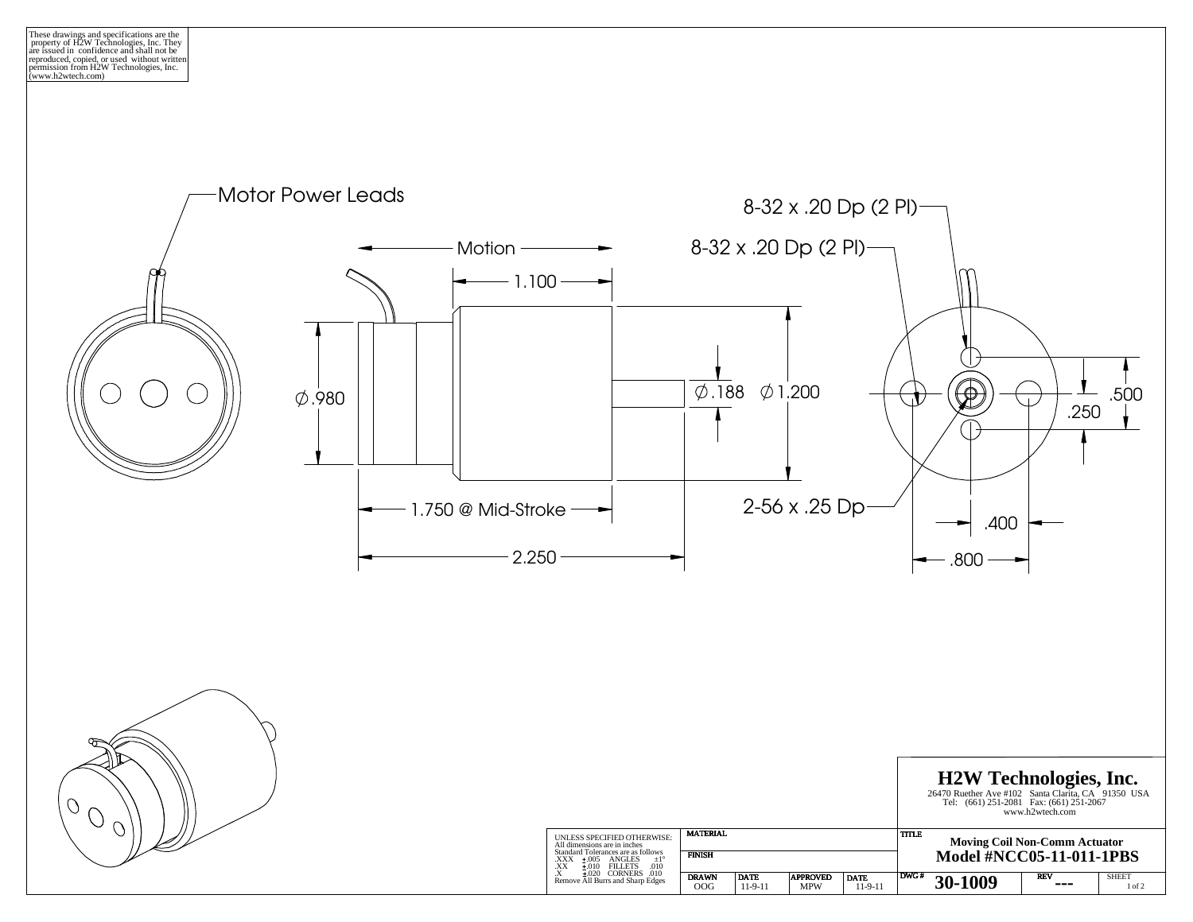These drawings and specifications are the property of H2W Technologies, Inc. They are issued in confidence and shall not be reproduced, copied, or used without written permission from H2W Technologies, Inc. (www.h2wtech.com)

Motor Power Leads

Motion

1.100

∅.980

∅.188

∅1.200

1.750 @ Mid-Stroke

2.250

8-32 x .20 Dp (2 Pl)

8-32 x .20 Dp (2 Pl)

2-56 x .25 Dp

.500

.250

.400

.800

UNLESS SPECIFIED OTHERWISE:
All dimensions are in inches
Standard Tolerances are as follows
.XXX ±.005 ANGLES ±1°
.XX ±.010 FILLETS .010
.X ±.020 CORNERS .010
Remove All Burrs and Sharp Edges

| MATERIAL | | | |
|---|---|---|---|
| FINISH | | | |
| DRAWN | DATE | APPROVED | DATE |
| OOG | 11-9-11 | MPW | 11-9-11 |

## H2W Technologies, Inc.

26470 Ruether Ave #102 Santa Clarita, CA 91350 USA
Tel: (661) 251-2081 Fax: (661) 251-2067
www.h2wtech.com

TITLE

**Moving Coil Non-Comm Actuator**
**Model #NCC05-11-011-1PBS**

| DWG # | REV | SHEET |
|---|---|---|
| 30-1009 | --- | 1 of 2 |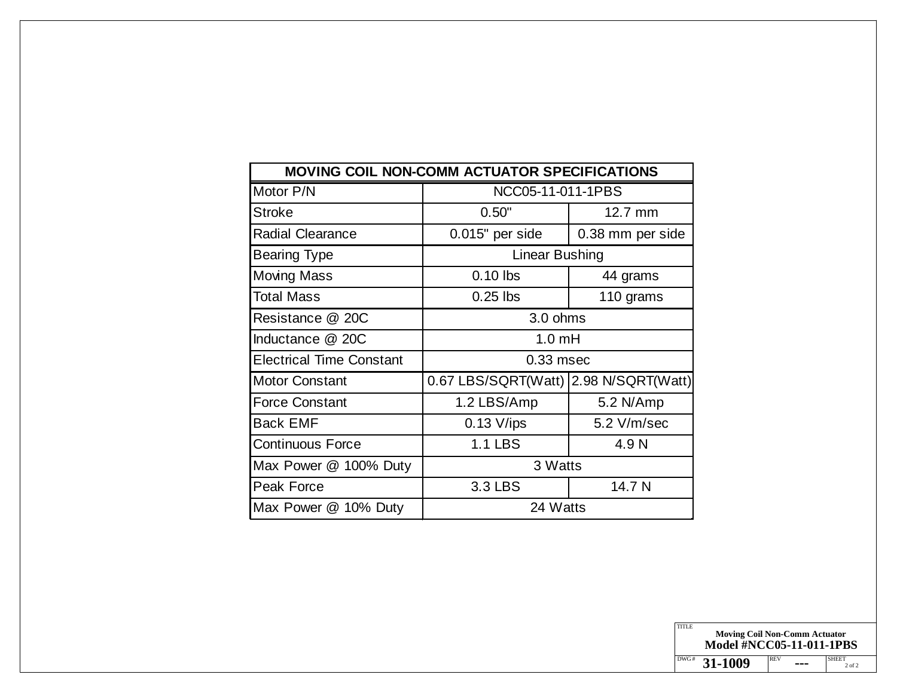| MOVING COIL NON-COMM ACTUATOR SPECIFICATIONS | | |
|---|---|---|
| Motor P/N | NCC05-11-011-1PBS | |
| Stroke | 0.50" | 12.7 mm |
| Radial Clearance | 0.015" per side | 0.38 mm per side |
| Bearing Type | Linear Bushing | |
| Moving Mass | 0.10 lbs | 44 grams |
| Total Mass | 0.25 lbs | 110 grams |
| Resistance @ 20C | 3.0 ohms | |
| Inductance @ 20C | 1.0 mH | |
| Electrical Time Constant | 0.33 msec | |
| Motor Constant | 0.67 LBS/SQRT(Watt) | 2.98 N/SQRT(Watt) |
| Force Constant | 1.2 LBS/Amp | 5.2 N/Amp |
| Back EMF | 0.13 V/ips | 5.2 V/m/sec |
| Continuous Force | 1.1 LBS | 4.9 N |
| Max Power @ 100% Duty | 3 Watts | |
| Peak Force | 3.3 LBS | 14.7 N |
| Max Power @ 10% Duty | 24 Watts | |

TITLE
**Moving Coil Non-Comm Actuator**
**Model #NCC05-11-011-1PBS**

DWG # **31-1009** REV **---**